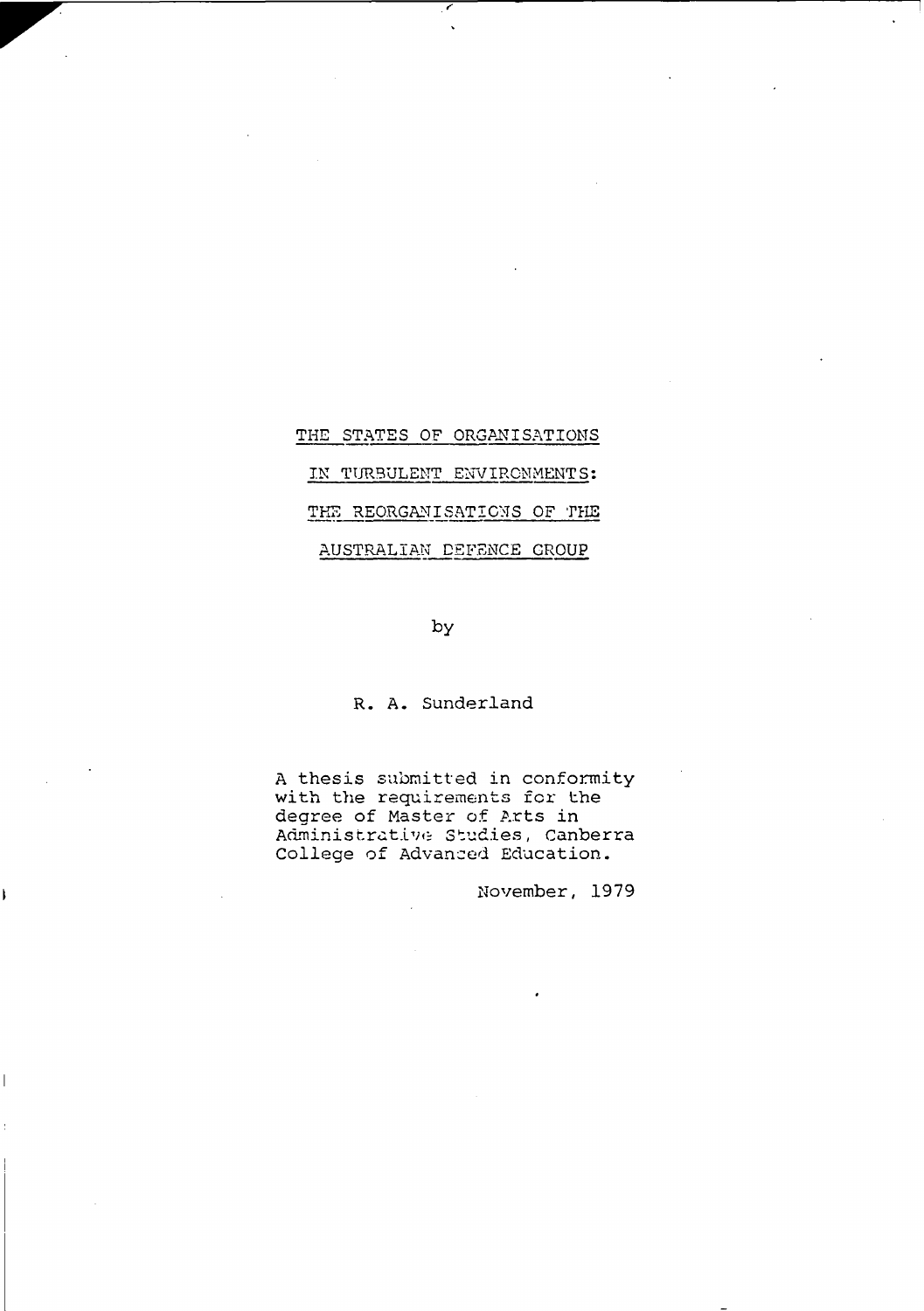# THE STATES OF ORGANISATIONS IN TURBULENT ENVIRONMENTS: THE REORGANISATIONS OF THE AUSTRALIAN DEFENCE GROUP

by

R. A. Sunderland

A thesis submitted in conformity with the requirements for the degree of Master of Arts in Administrative Studies, Canberra College of Advanced Education.

November, 1979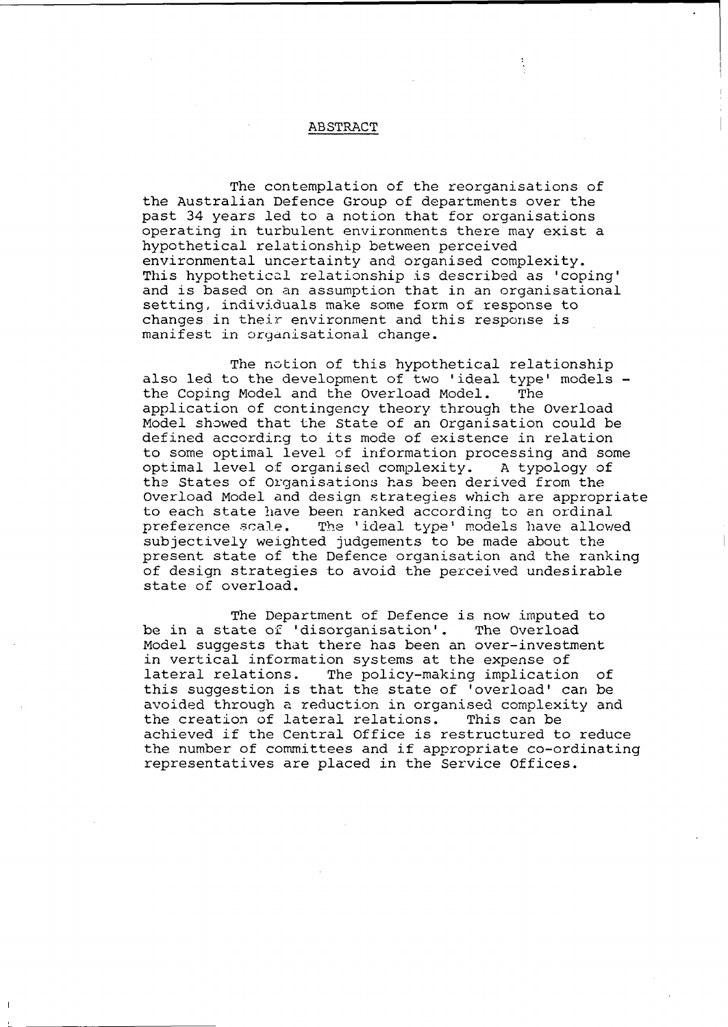## ABSTRACT

The contemplation of the reorganisations of the Australian Defence Group of departments over the past 34 years led to a notion that for organisations operating in turbulent environments there may exist a hypothetical relationship between perceived environmental uncertainty and organised complexity. This hypothetical relationship is described as 'coping' and is based on an assumption that in an organisational setting, individuals make some form of response to changes in their environment and this response is manifest in organisational change.

The notion of this hypothetical relationship also led to the development of two 'ideal type' models - the Coping Model and the Overload Model. The application of contingency theory through the Overload Model showed that the State of an Organisation could be defined according to its mode of existence in relation to some optimal level of information processing and some optimal level of organised complexity. A typology of the States of Organisations has been derived from the Overload Model and design strategies which are appropriate to each state have been ranked according to an ordinal preference scale. The 'ideal type' models have allowed subjectively weighted judgements to be made about the present state of the Defence organisation and the ranking of design strategies to avoid the perceived undesirable state of overload.

The Department of Defence is now imputed to be in a state of 'disorganisation'. The Overload Model suggests that there has been an over-investment in vertical information systems at the expense of lateral relations. The policy-making implication of this suggestion is that the state of 'overload' can be avoided through a reduction in organised complexity and the creation of lateral relations. This can be achieved if the Central Office is restructured to reduce the number of committees and if appropriate co-ordinating representatives are placed in the Service Offices.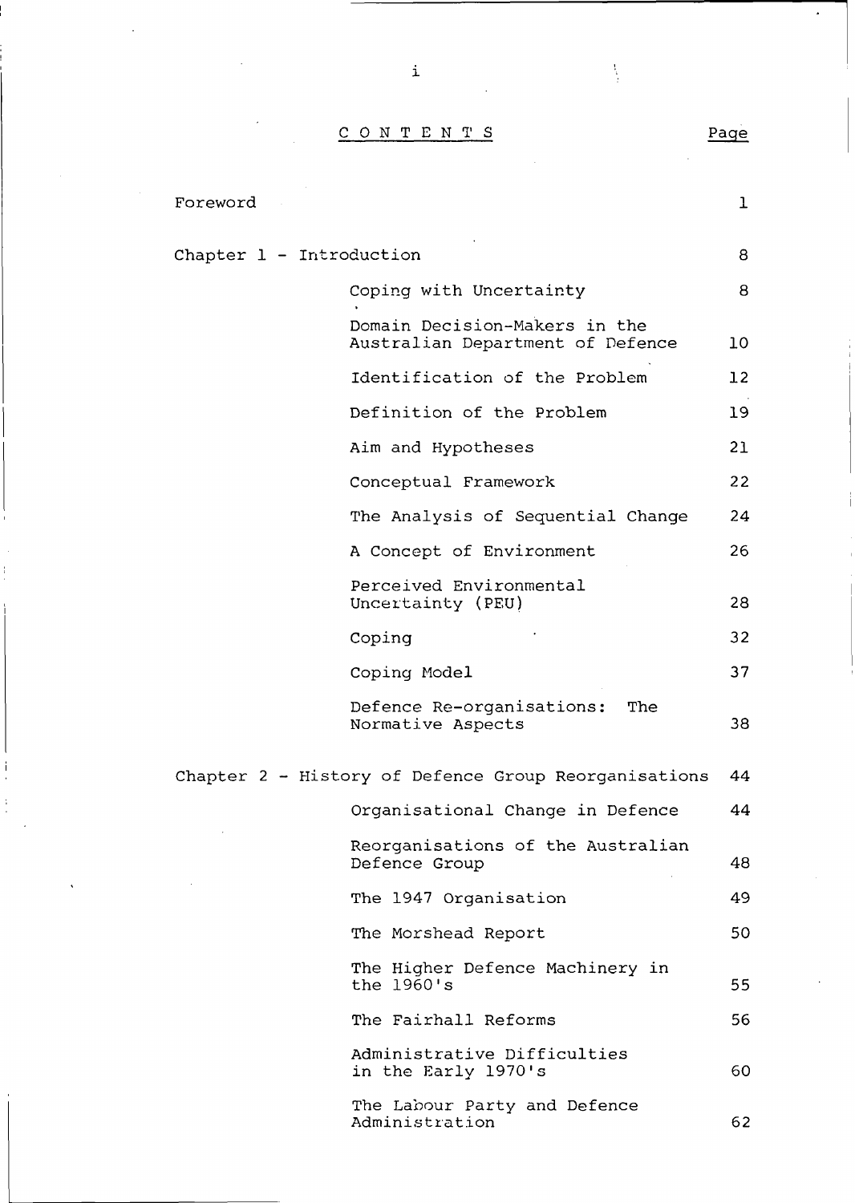# CONTENTS

| | Page |
|---|---|
| Foreword | 1 |
| Chapter 1 - Introduction | 8 |
| Coping with Uncertainty | 8 |
| Domain Decision-Makers in the Australian Department of Defence | 10 |
| Identification of the Problem | 12 |
| Definition of the Problem | 19 |
| Aim and Hypotheses | 21 |
| Conceptual Framework | 22 |
| The Analysis of Sequential Change | 24 |
| A Concept of Environment | 26 |
| Perceived Environmental Uncertainty (PEU) | 28 |
| Coping | 32 |
| Coping Model | 37 |
| Defence Re-organisations: The Normative Aspects | 38 |
| Chapter 2 - History of Defence Group Reorganisations | 44 |
| Organisational Change in Defence | 44 |
| Reorganisations of the Australian Defence Group | 48 |
| The 1947 Organisation | 49 |
| The Morshead Report | 50 |
| The Higher Defence Machinery in the 1960's | 55 |
| The Fairhall Reforms | 56 |
| Administrative Difficulties in the Early 1970's | 60 |
| The Labour Party and Defence Administration | 62 |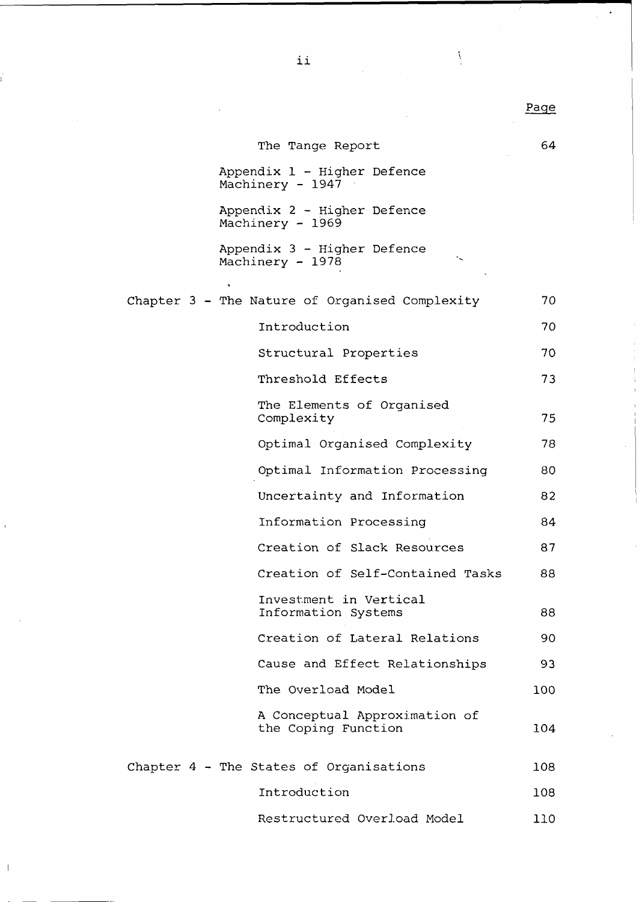| | Page |
|---|---|
| The Tange Report | 64 |
| Appendix 1 - Higher Defence Machinery - 1947 | |
| Appendix 2 - Higher Defence Machinery - 1969 | |
| Appendix 3 - Higher Defence Machinery - 1978 | |
| Chapter 3 - The Nature of Organised Complexity | 70 |
| Introduction | 70 |
| Structural Properties | 70 |
| Threshold Effects | 73 |
| The Elements of Organised Complexity | 75 |
| Optimal Organised Complexity | 78 |
| Optimal Information Processing | 80 |
| Uncertainty and Information | 82 |
| Information Processing | 84 |
| Creation of Slack Resources | 87 |
| Creation of Self-Contained Tasks | 88 |
| Investment in Vertical Information Systems | 88 |
| Creation of Lateral Relations | 90 |
| Cause and Effect Relationships | 93 |
| The Overload Model | 100 |
| A Conceptual Approximation of the Coping Function | 104 |
| Chapter 4 - The States of Organisations | 108 |
| Introduction | 108 |
| Restructured Overload Model | 110 |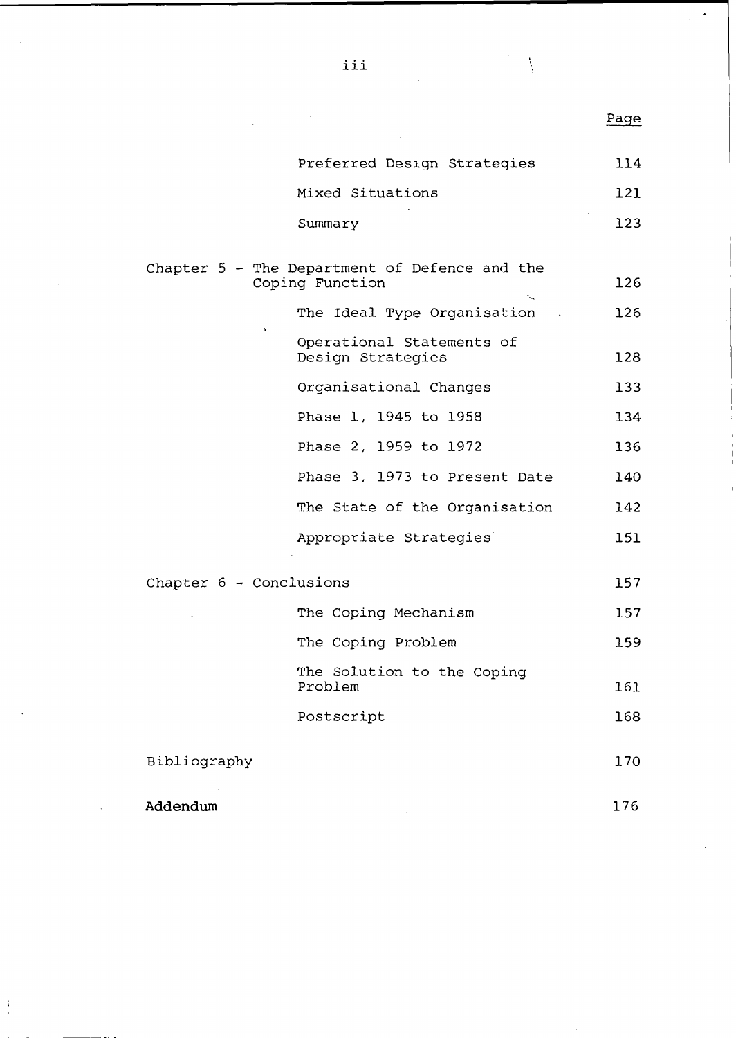| | Page |
|---|---|
| Preferred Design Strategies | 114 |
| Mixed Situations | 121 |
| Summary | 123 |
| Chapter 5 - The Department of Defence and the Coping Function | 126 |
| The Ideal Type Organisation | 126 |
| Operational Statements of Design Strategies | 128 |
| Organisational Changes | 133 |
| Phase 1, 1945 to 1958 | 134 |
| Phase 2, 1959 to 1972 | 136 |
| Phase 3, 1973 to Present Date | 140 |
| The State of the Organisation | 142 |
| Appropriate Strategies | 151 |
| Chapter 6 - Conclusions | 157 |
| The Coping Mechanism | 157 |
| The Coping Problem | 159 |
| The Solution to the Coping Problem | 161 |
| Postscript | 168 |
| Bibliography | 170 |
| **Addendum** | 176 |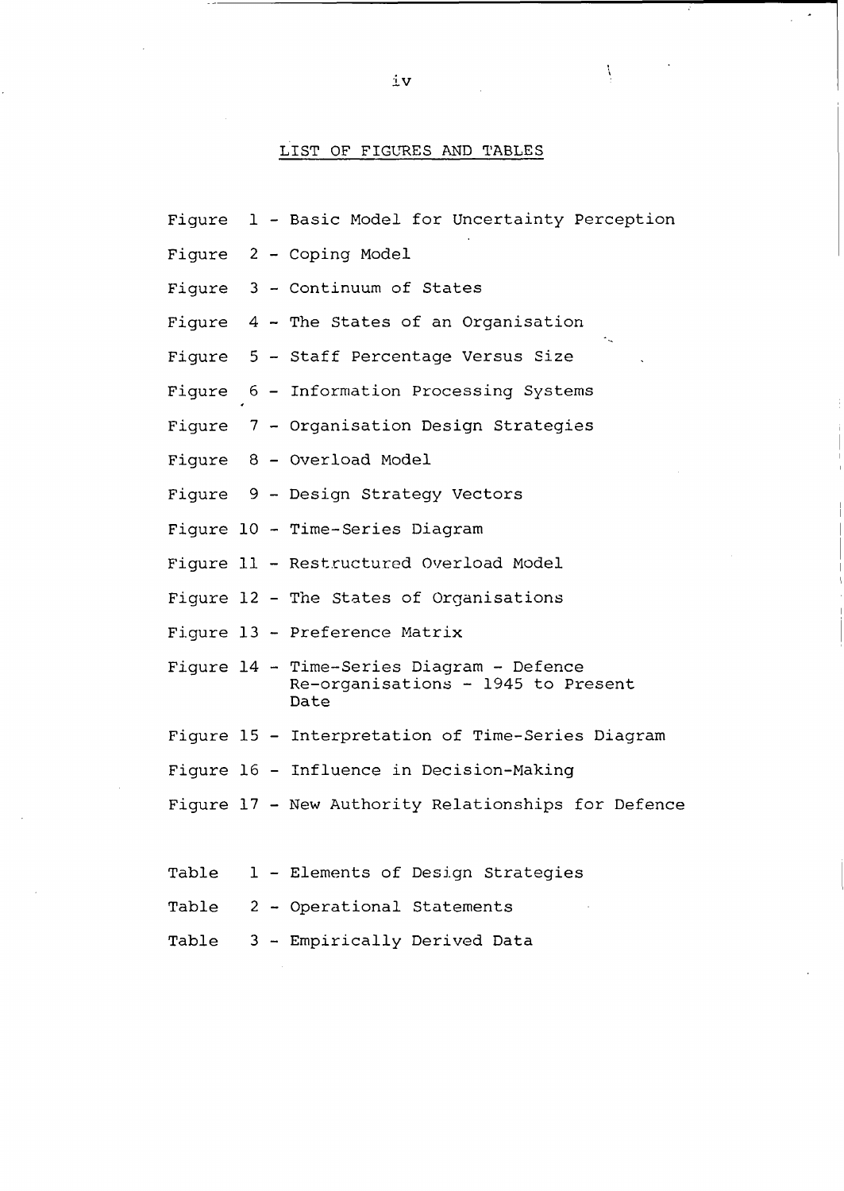# LIST OF FIGURES AND TABLES

Figure 1 - Basic Model for Uncertainty Perception

Figure 2 - Coping Model

Figure 3 - Continuum of States

Figure 4 - The States of an Organisation

Figure 5 - Staff Percentage Versus Size

Figure 6 - Information Processing Systems

Figure 7 - Organisation Design Strategies

Figure 8 - Overload Model

Figure 9 - Design Strategy Vectors

Figure 10 - Time-Series Diagram

Figure 11 - Restructured Overload Model

Figure 12 - The States of Organisations

Figure 13 - Preference Matrix

Figure 14 - Time-Series Diagram - Defence Re-organisations - 1945 to Present Date

Figure 15 - Interpretation of Time-Series Diagram

Figure 16 - Influence in Decision-Making

Figure 17 - New Authority Relationships for Defence

Table 1 - Elements of Design Strategies

Table 2 - Operational Statements

Table 3 - Empirically Derived Data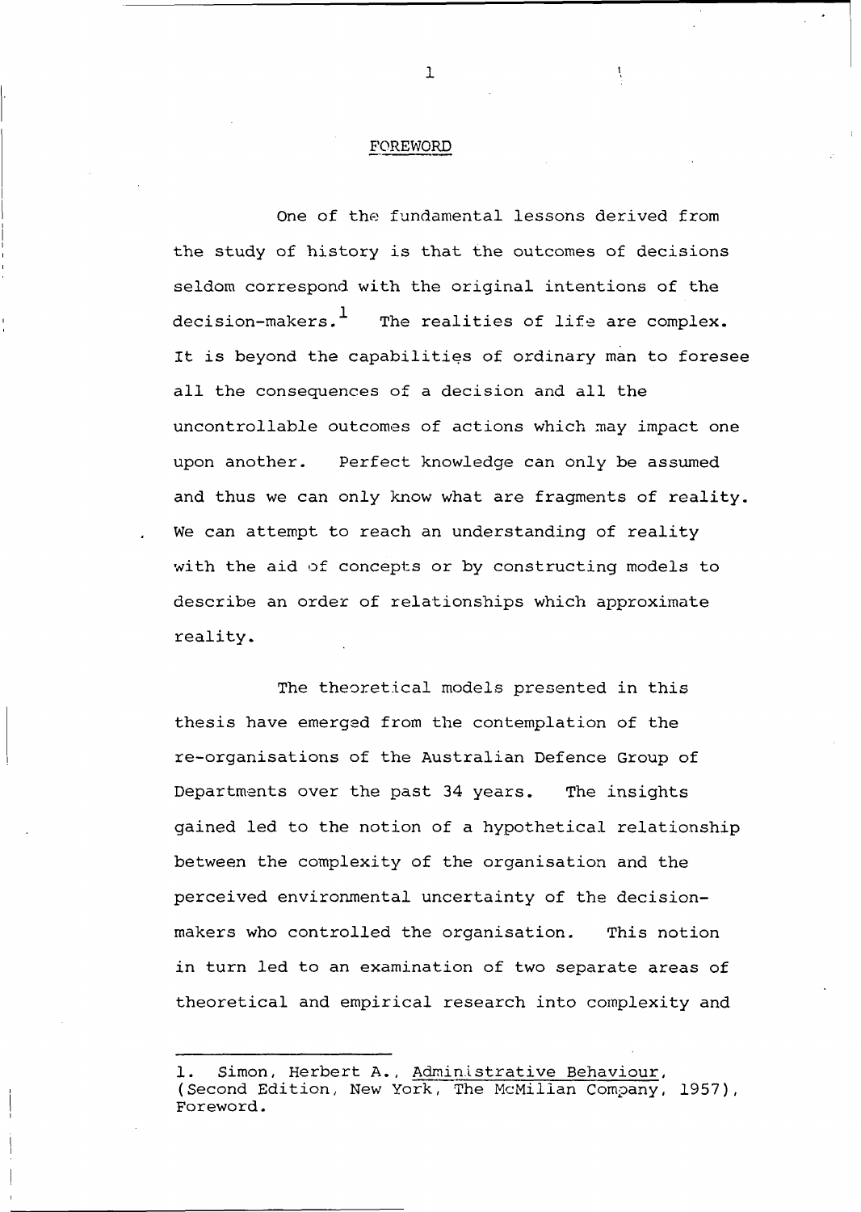## FOREWORD

One of the fundamental lessons derived from the study of history is that the outcomes of decisions seldom correspond with the original intentions of the decision-makers.[1] The realities of life are complex. It is beyond the capabilities of ordinary man to foresee all the consequences of a decision and all the uncontrollable outcomes of actions which may impact one upon another. Perfect knowledge can only be assumed and thus we can only know what are fragments of reality. We can attempt to reach an understanding of reality with the aid of concepts or by constructing models to describe an order of relationships which approximate reality.

The theoretical models presented in this thesis have emerged from the contemplation of the re-organisations of the Australian Defence Group of Departments over the past 34 years. The insights gained led to the notion of a hypothetical relationship between the complexity of the organisation and the perceived environmental uncertainty of the decision-makers who controlled the organisation. This notion in turn led to an examination of two separate areas of theoretical and empirical research into complexity and

---

1. Simon, Herbert A., Administrative Behaviour, (Second Edition, New York, The McMilian Company, 1957), Foreword.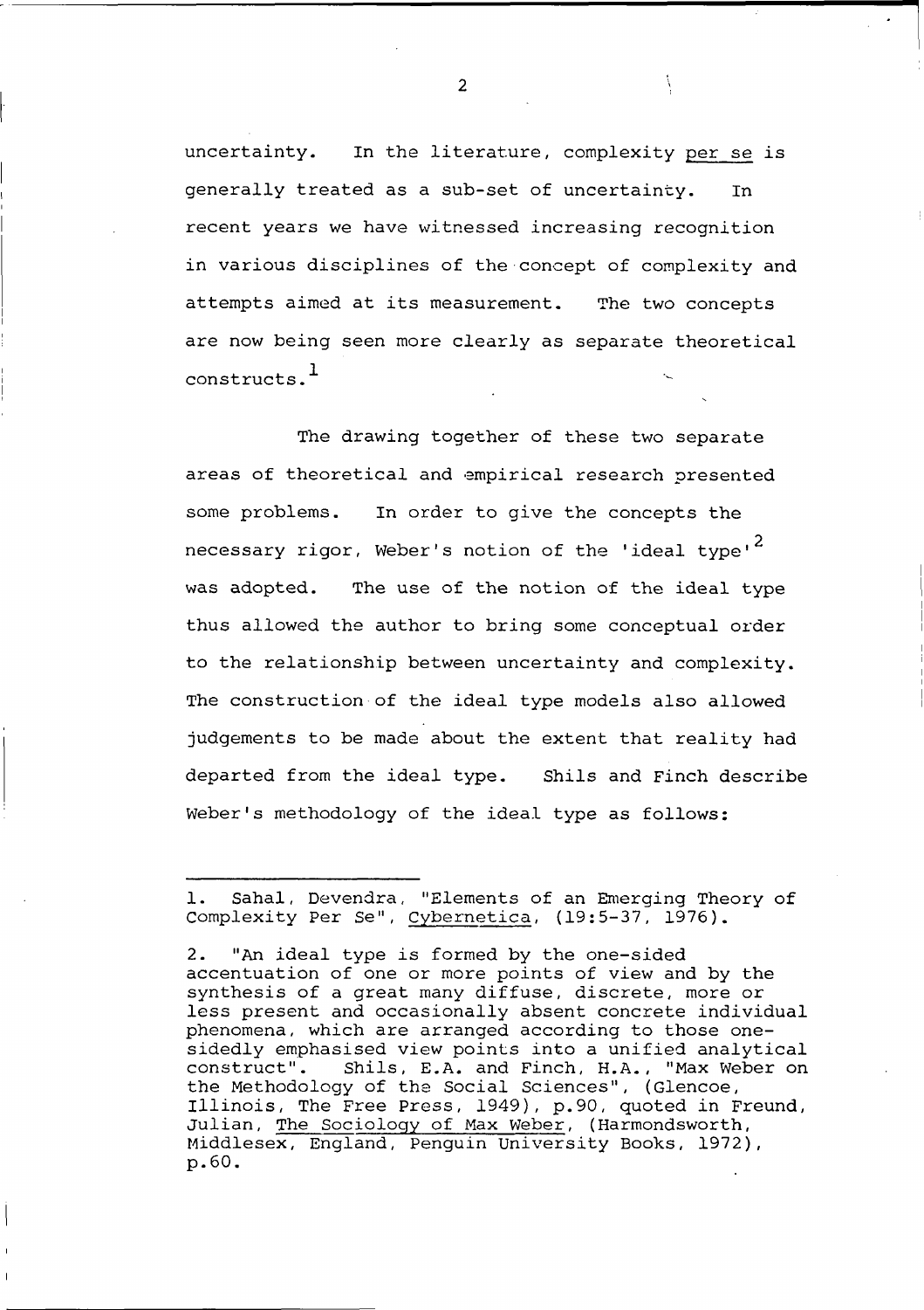uncertainty. In the literature, complexity *per se* is generally treated as a sub-set of uncertainty. In recent years we have witnessed increasing recognition in various disciplines of the concept of complexity and attempts aimed at its measurement. The two concepts are now being seen more clearly as separate theoretical constructs.[1]

The drawing together of these two separate areas of theoretical and empirical research presented some problems. In order to give the concepts the necessary rigor, Weber's notion of the 'ideal type'[2] was adopted. The use of the notion of the ideal type thus allowed the author to bring some conceptual order to the relationship between uncertainty and complexity. The construction of the ideal type models also allowed judgements to be made about the extent that reality had departed from the ideal type. Shils and Finch describe Weber's methodology of the ideal type as follows:

---

1. Sahal, Devendra, "Elements of an Emerging Theory of Complexity Per Se", *Cybernetica*, (19:5-37, 1976).

2. "An ideal type is formed by the one-sided accentuation of one or more points of view and by the synthesis of a great many diffuse, discrete, more or less present and occasionally absent concrete individual phenomena, which are arranged according to those one-sidedly emphasised view points into a unified analytical construct". Shils, E.A. and Finch, H.A., "Max Weber on the Methodology of the Social Sciences", (Glencoe, Illinois, The Free Press, 1949), p.90, quoted in Freund, Julian, *The Sociology of Max Weber*, (Harmondsworth, Middlesex, England, Penguin University Books, 1972), p.60.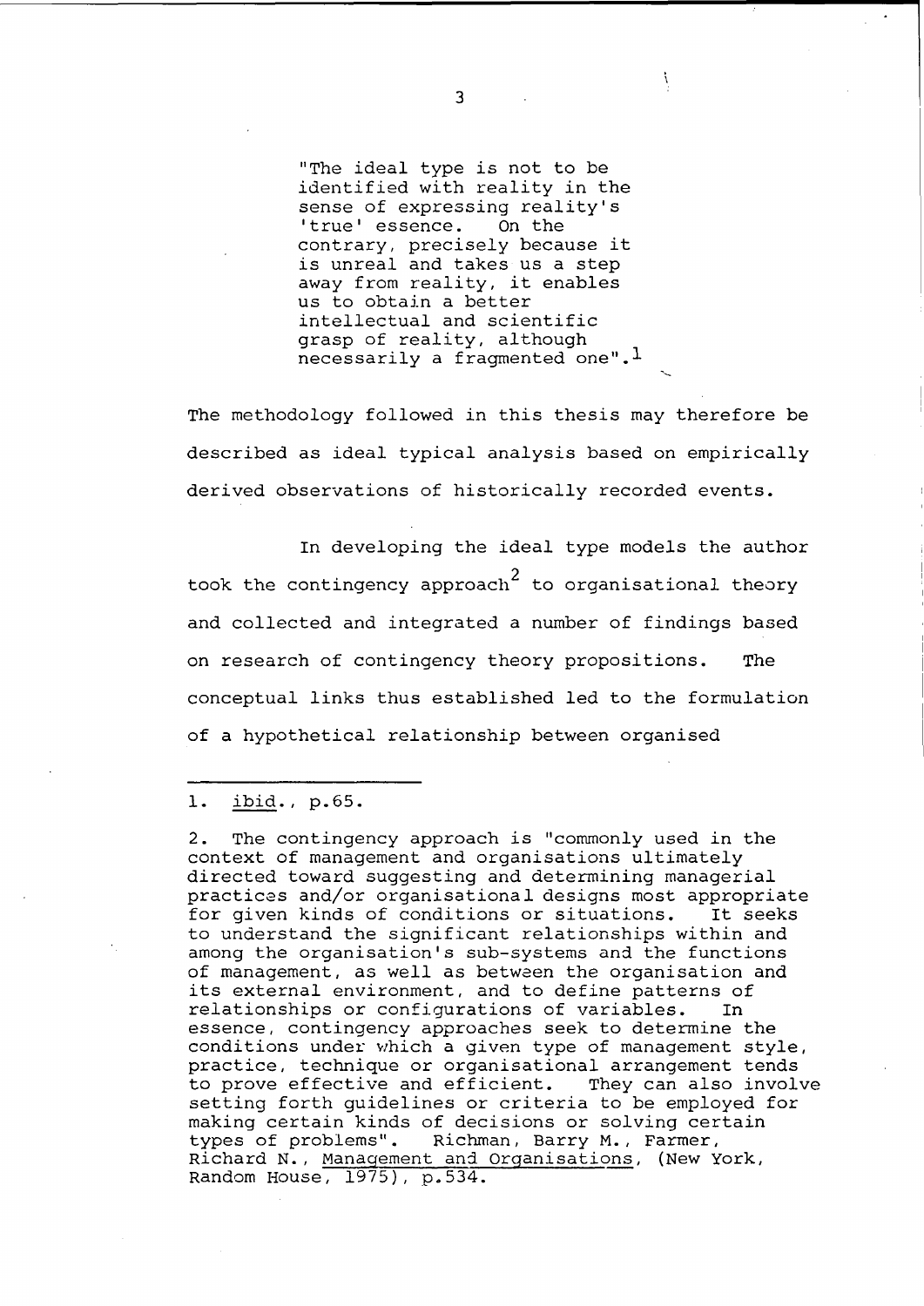> "The ideal type is not to be identified with reality in the sense of expressing reality's 'true' essence. On the contrary, precisely because it is unreal and takes us a step away from reality, it enables us to obtain a better intellectual and scientific grasp of reality, although necessarily a fragmented one".[1]

The methodology followed in this thesis may therefore be described as ideal typical analysis based on empirically derived observations of historically recorded events.

In developing the ideal type models the author took the contingency approach[2] to organisational theory and collected and integrated a number of findings based on research of contingency theory propositions. The conceptual links thus established led to the formulation of a hypothetical relationship between organised

---

1. _ibid_., p.65.

2. The contingency approach is "commonly used in the context of management and organisations ultimately directed toward suggesting and determining managerial practices and/or organisational designs most appropriate for given kinds of conditions or situations. It seeks to understand the significant relationships within and among the organisation's sub-systems and the functions of management, as well as between the organisation and its external environment, and to define patterns of relationships or configurations of variables. In essence, contingency approaches seek to determine the conditions under which a given type of management style, practice, technique or organisational arrangement tends to prove effective and efficient. They can also involve setting forth guidelines or criteria to be employed for making certain kinds of decisions or solving certain types of problems". Richman, Barry M., Farmer, Richard N., _Management and Organisations_, (New York, Random House, 1975), p.534.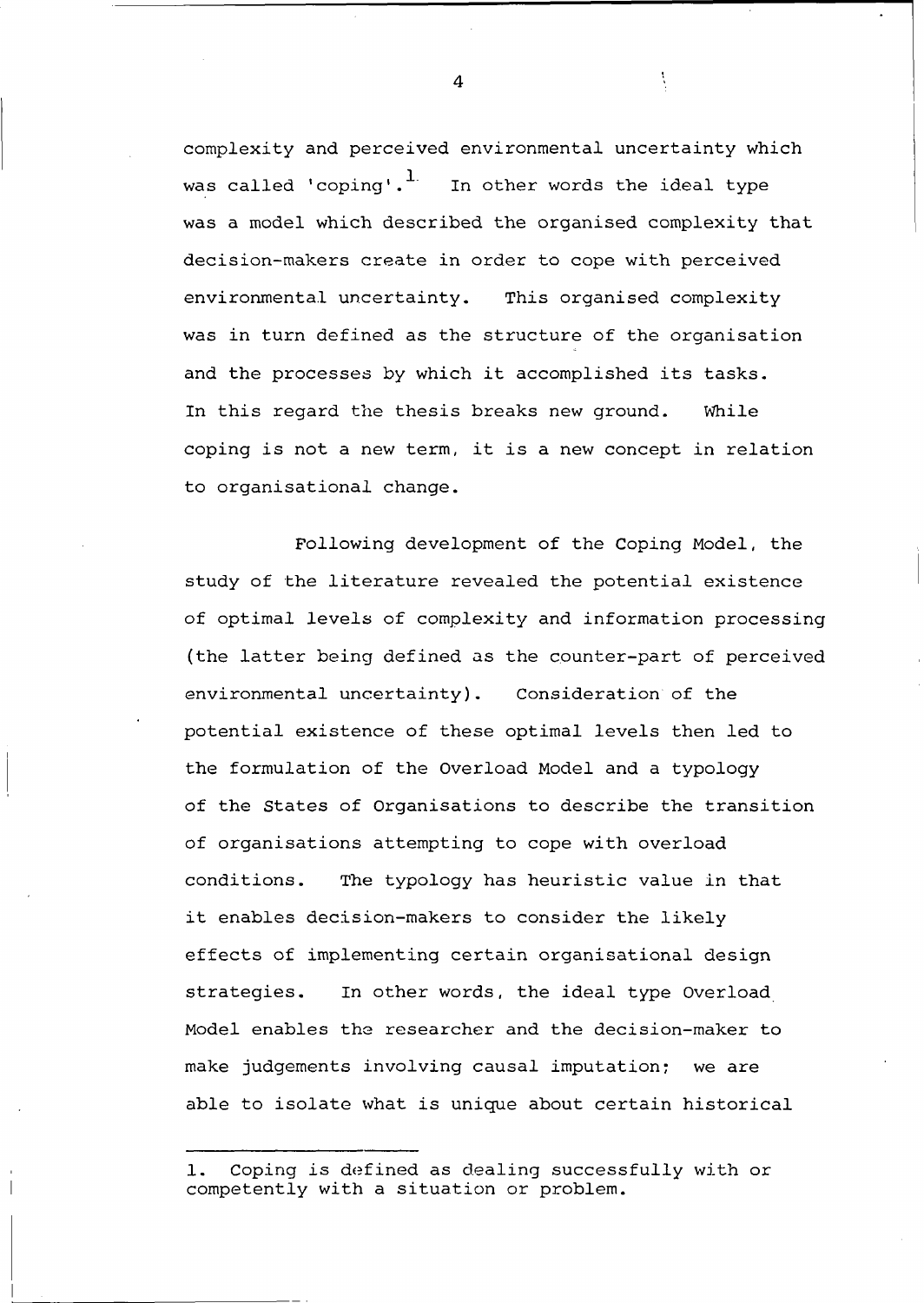complexity and perceived environmental uncertainty which was called 'coping'.[1] In other words the ideal type was a model which described the organised complexity that decision-makers create in order to cope with perceived environmental uncertainty. This organised complexity was in turn defined as the structure of the organisation and the processes by which it accomplished its tasks. In this regard the thesis breaks new ground. While coping is not a new term, it is a new concept in relation to organisational change.

Following development of the Coping Model, the study of the literature revealed the potential existence of optimal levels of complexity and information processing (the latter being defined as the counter-part of perceived environmental uncertainty). Consideration of the potential existence of these optimal levels then led to the formulation of the Overload Model and a typology of the States of Organisations to describe the transition of organisations attempting to cope with overload conditions. The typology has heuristic value in that it enables decision-makers to consider the likely effects of implementing certain organisational design strategies. In other words, the ideal type Overload Model enables the researcher and the decision-maker to make judgements involving causal imputation; we are able to isolate what is unique about certain historical

---

1. Coping is defined as dealing successfully with or competently with a situation or problem.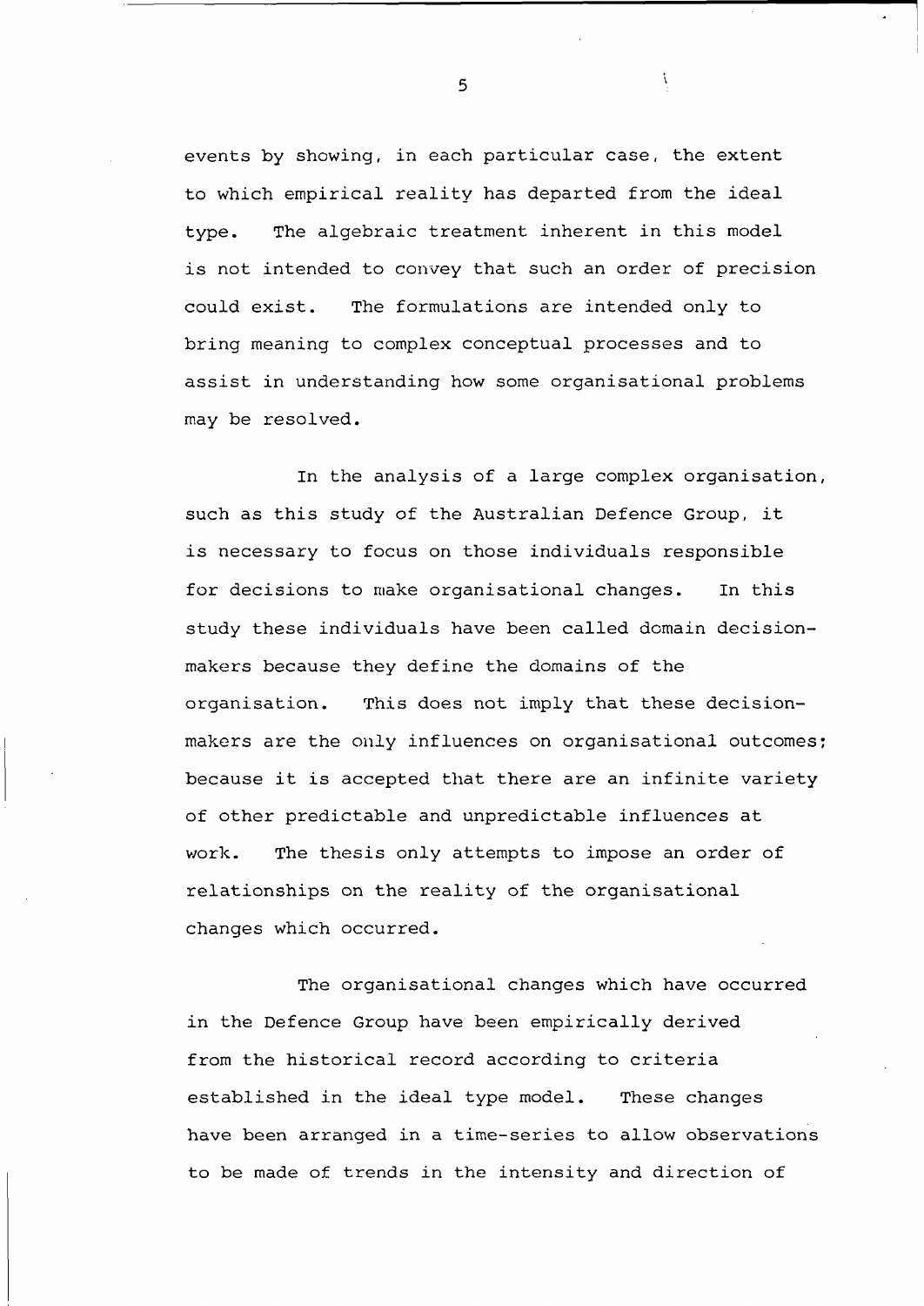events by showing, in each particular case, the extent to which empirical reality has departed from the ideal type. The algebraic treatment inherent in this model is not intended to convey that such an order of precision could exist. The formulations are intended only to bring meaning to complex conceptual processes and to assist in understanding how some organisational problems may be resolved.

In the analysis of a large complex organisation, such as this study of the Australian Defence Group, it is necessary to focus on those individuals responsible for decisions to make organisational changes. In this study these individuals have been called domain decision-makers because they define the domains of the organisation. This does not imply that these decision-makers are the only influences on organisational outcomes; because it is accepted that there are an infinite variety of other predictable and unpredictable influences at work. The thesis only attempts to impose an order of relationships on the reality of the organisational changes which occurred.

The organisational changes which have occurred in the Defence Group have been empirically derived from the historical record according to criteria established in the ideal type model. These changes have been arranged in a time-series to allow observations to be made of trends in the intensity and direction of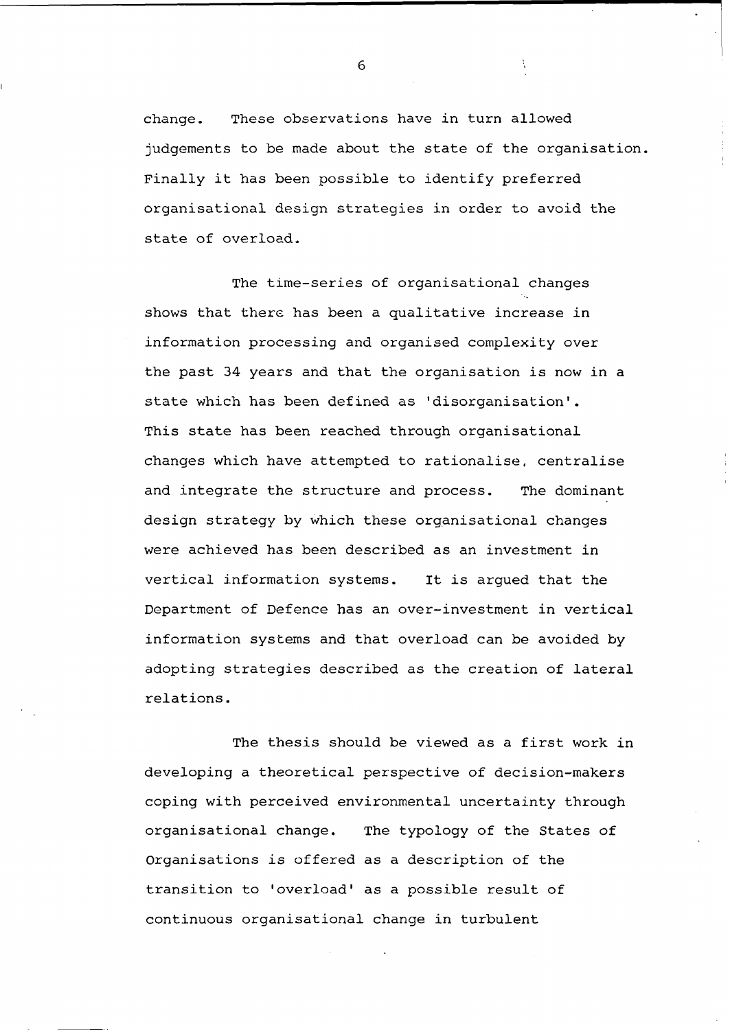change. These observations have in turn allowed judgements to be made about the state of the organisation. Finally it has been possible to identify preferred organisational design strategies in order to avoid the state of overload.

The time-series of organisational changes shows that there has been a qualitative increase in information processing and organised complexity over the past 34 years and that the organisation is now in a state which has been defined as 'disorganisation'. This state has been reached through organisational changes which have attempted to rationalise, centralise and integrate the structure and process. The dominant design strategy by which these organisational changes were achieved has been described as an investment in vertical information systems. It is argued that the Department of Defence has an over-investment in vertical information systems and that overload can be avoided by adopting strategies described as the creation of lateral relations.

The thesis should be viewed as a first work in developing a theoretical perspective of decision-makers coping with perceived environmental uncertainty through organisational change. The typology of the States of Organisations is offered as a description of the transition to 'overload' as a possible result of continuous organisational change in turbulent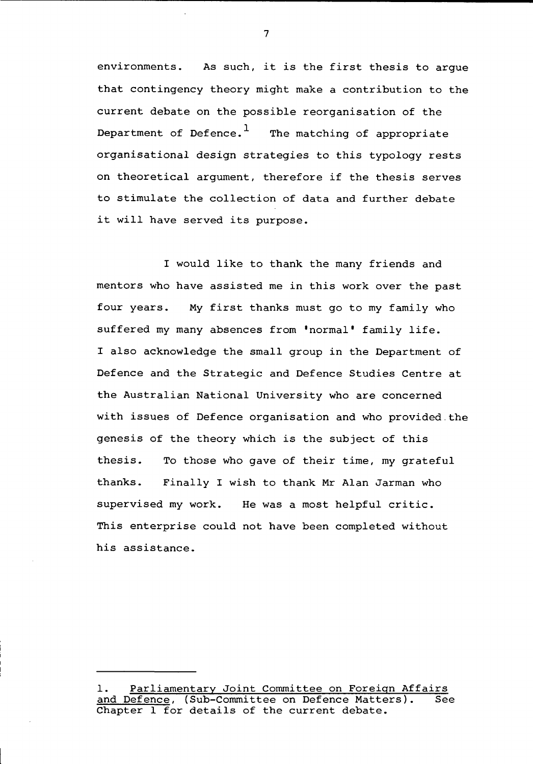environments. As such, it is the first thesis to argue that contingency theory might make a contribution to the current debate on the possible reorganisation of the Department of Defence.[1] The matching of appropriate organisational design strategies to this typology rests on theoretical argument, therefore if the thesis serves to stimulate the collection of data and further debate it will have served its purpose.

I would like to thank the many friends and mentors who have assisted me in this work over the past four years. My first thanks must go to my family who suffered my many absences from 'normal' family life. I also acknowledge the small group in the Department of Defence and the Strategic and Defence Studies Centre at the Australian National University who are concerned with issues of Defence organisation and who provided the genesis of the theory which is the subject of this thesis. To those who gave of their time, my grateful thanks. Finally I wish to thank Mr Alan Jarman who supervised my work. He was a most helpful critic. This enterprise could not have been completed without his assistance.

---

1. Parliamentary Joint Committee on Foreign Affairs and Defence, (Sub-Committee on Defence Matters). See Chapter 1 for details of the current debate.